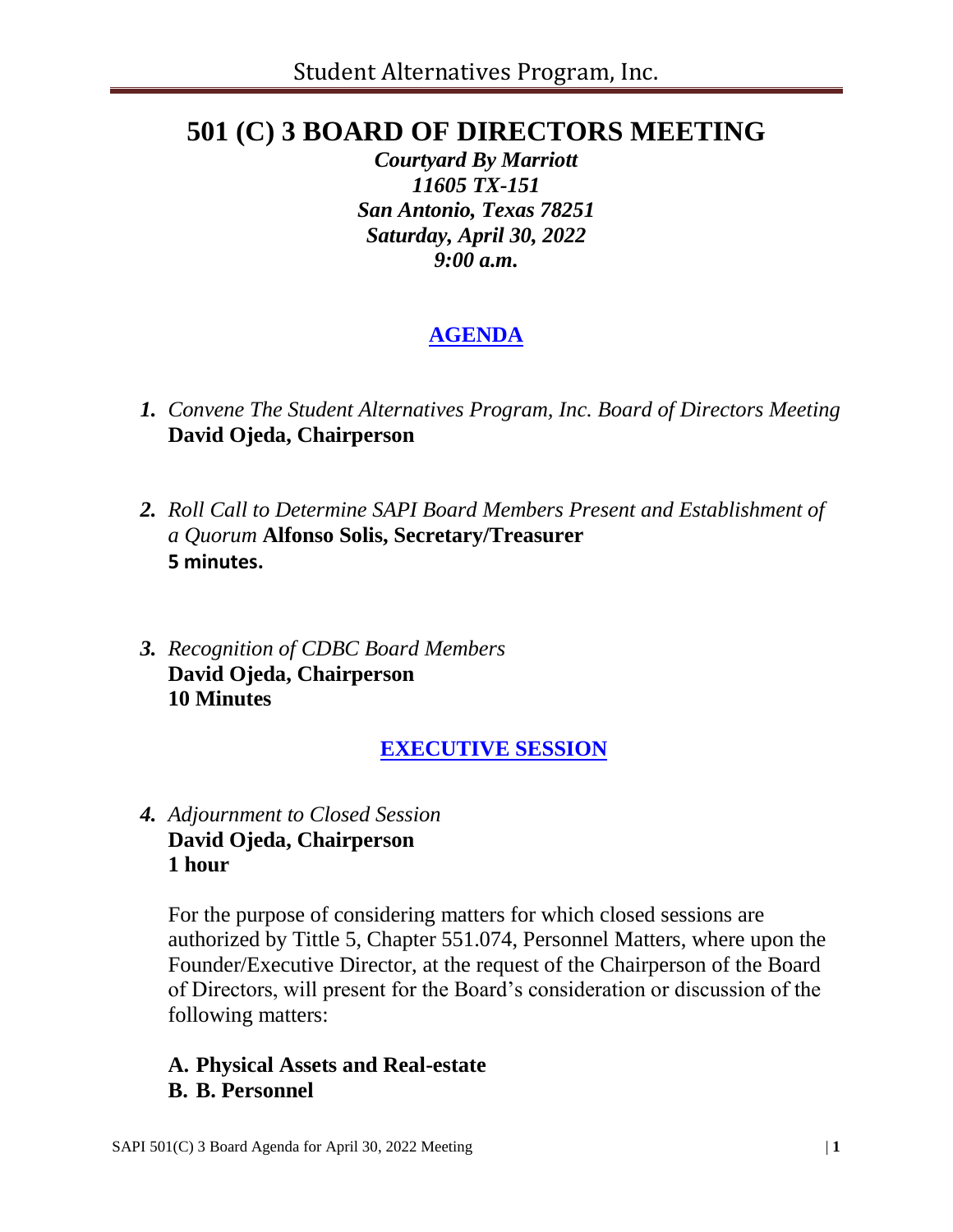# 501 (C) 3 BOARD OF DIRECTORS MEETING

*Courtyard By Marriott*
*11605 TX-151*
*San Antonio, Texas 78251*
*Saturday, April 30, 2022*
*9:00 a.m.*

## AGENDA

1. *Convene The Student Alternatives Program, Inc. Board of Directors Meeting* **David Ojeda, Chairperson**

2. *Roll Call to Determine SAPI Board Members Present and Establishment of a Quorum* **Alfonso Solis, Secretary/Treasurer**
   **5 minutes.**

3. *Recognition of CDBC Board Members*
   **David Ojeda, Chairperson**
   **10 Minutes**

## EXECUTIVE SESSION

4. *Adjournment to Closed Session*
   **David Ojeda, Chairperson**
   **1 hour**

   For the purpose of considering matters for which closed sessions are authorized by Tittle 5, Chapter 551.074, Personnel Matters, where upon the Founder/Executive Director, at the request of the Chairperson of the Board of Directors, will present for the Board's consideration or discussion of the following matters:

   **A. Physical Assets and Real-estate**
   **B. B. Personnel**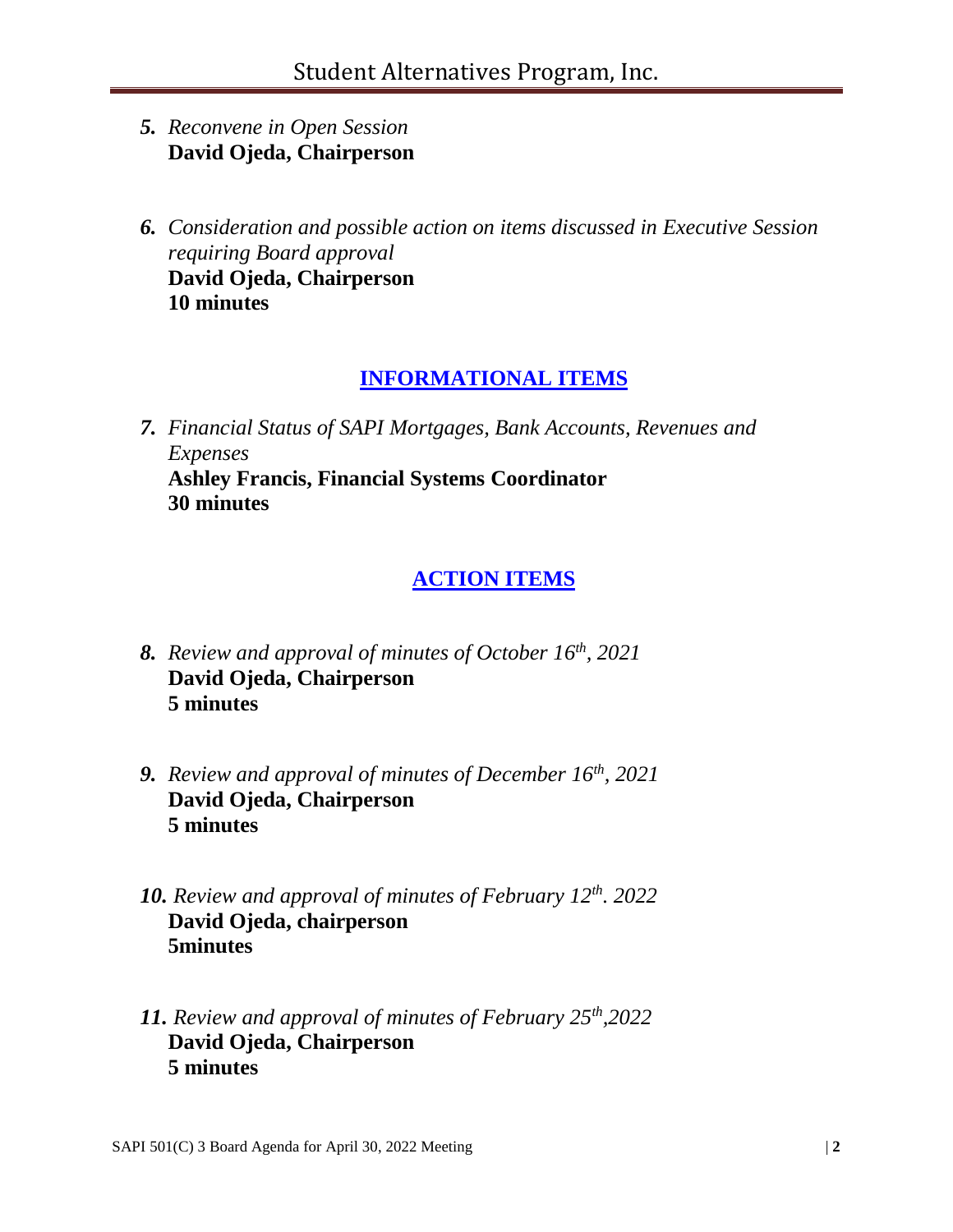5. *Reconvene in Open Session*
   **David Ojeda, Chairperson**

6. *Consideration and possible action on items discussed in Executive Session requiring Board approval*
   **David Ojeda, Chairperson**
   **10 minutes**

## INFORMATIONAL ITEMS

7. *Financial Status of SAPI Mortgages, Bank Accounts, Revenues and Expenses*
   **Ashley Francis, Financial Systems Coordinator**
   **30 minutes**

## ACTION ITEMS

8. *Review and approval of minutes of October 16th, 2021*
   **David Ojeda, Chairperson**
   **5 minutes**

9. *Review and approval of minutes of December 16th, 2021*
   **David Ojeda, Chairperson**
   **5 minutes**

10. *Review and approval of minutes of February 12th. 2022*
    **David Ojeda, chairperson**
    **5minutes**

11. *Review and approval of minutes of February 25th,2022*
    **David Ojeda, Chairperson**
    **5 minutes**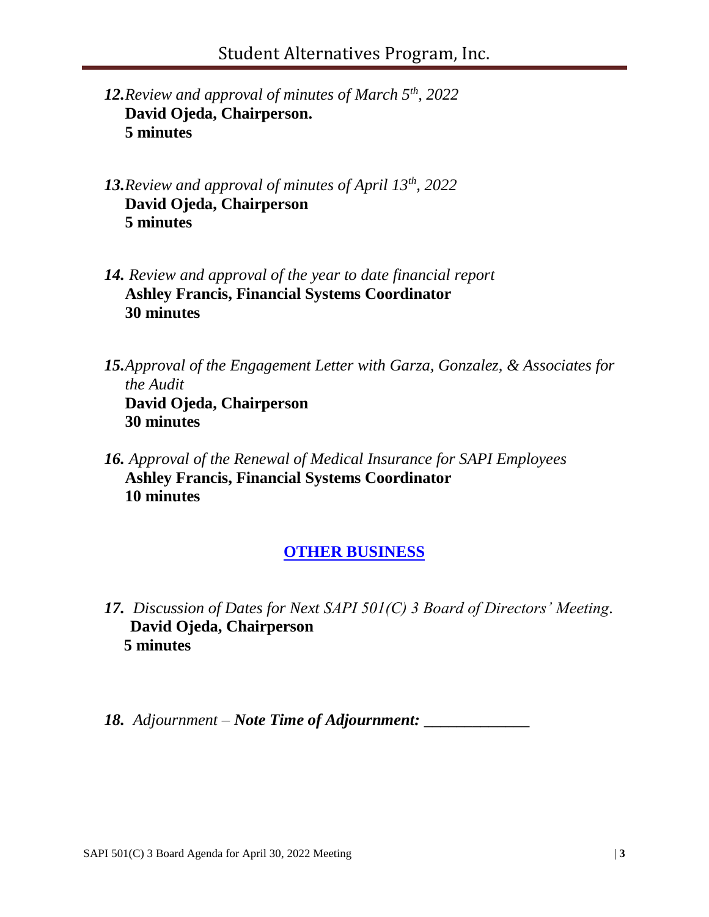12. *Review and approval of minutes of March 5th, 2022*
**David Ojeda, Chairperson.**
**5 minutes**

13. *Review and approval of minutes of April 13th, 2022*
**David Ojeda, Chairperson**
**5 minutes**

14. *Review and approval of the year to date financial report*
**Ashley Francis, Financial Systems Coordinator**
**30 minutes**

15. *Approval of the Engagement Letter with Garza, Gonzalez, & Associates for the Audit*
**David Ojeda, Chairperson**
**30 minutes**

16. *Approval of the Renewal of Medical Insurance for SAPI Employees*
**Ashley Francis, Financial Systems Coordinator**
**10 minutes**

## OTHER BUSINESS

17. *Discussion of Dates for Next SAPI 501(C) 3 Board of Directors' Meeting.*
**David Ojeda, Chairperson**
**5 minutes**

18. *Adjournment – **Note Time of Adjournment:*** _____________